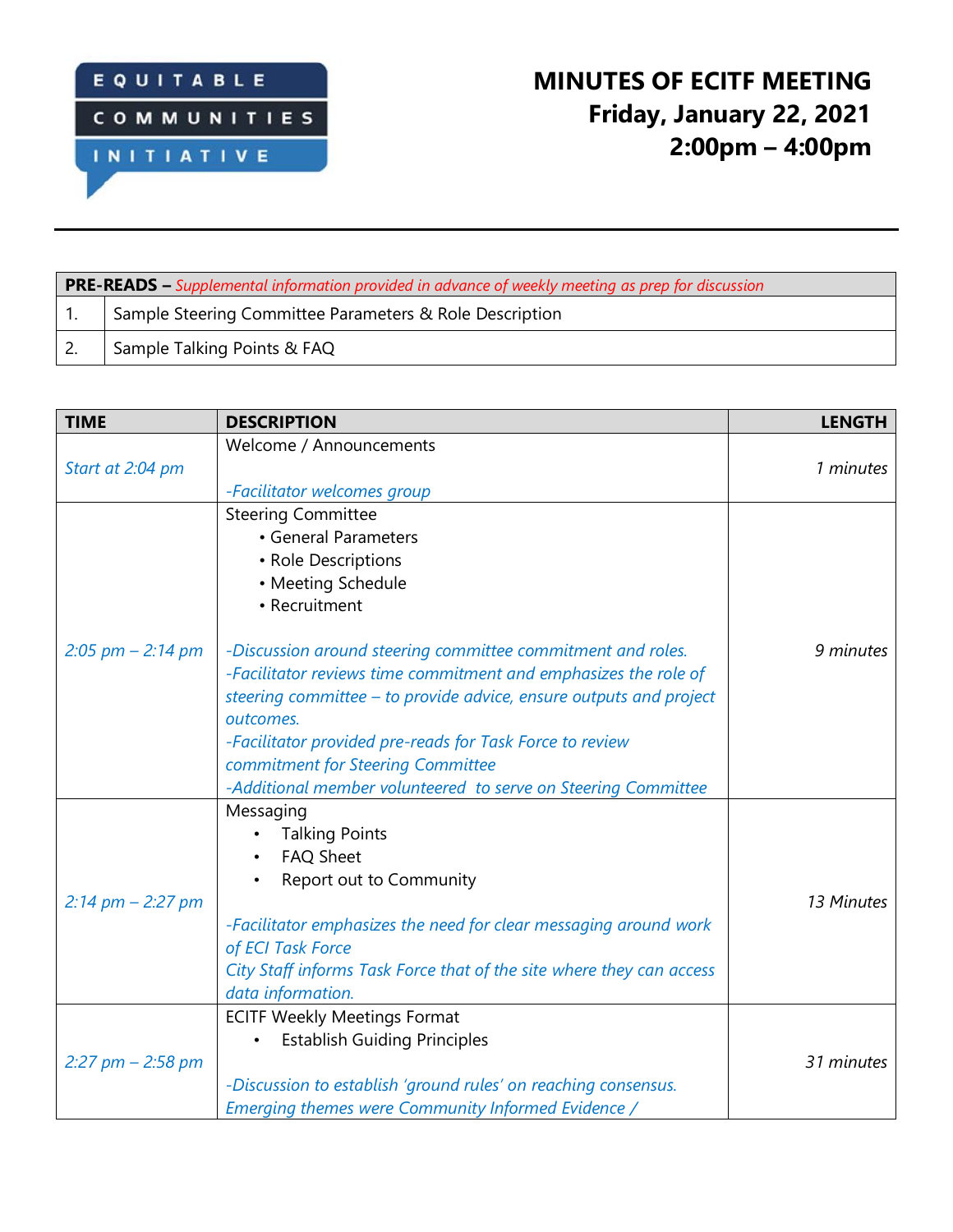EQUITABLE COMMUNITIES INITIATIVE

# MINUTES OF ECITF MEETING
## Friday, January 22, 2021
## 2:00pm – 4:00pm

| **PRE-READS –** *Supplemental information provided in advance of weekly meeting as prep for discussion* | |
|---|---|
| 1. | Sample Steering Committee Parameters & Role Description |
| 2. | Sample Talking Points & FAQ |

| TIME | DESCRIPTION | LENGTH |
|---|---|---|
| *Start at 2:04 pm* | Welcome / Announcements<br><br>*-Facilitator welcomes group* | *1 minutes* |
| *2:05 pm – 2:14 pm* | Steering Committee<br>• General Parameters<br>• Role Descriptions<br>• Meeting Schedule<br>• Recruitment<br><br>*-Discussion around steering committee commitment and roles.*<br>*-Facilitator reviews time commitment and emphasizes the role of steering committee – to provide advice, ensure outputs and project outcomes.*<br>*-Facilitator provided pre-reads for Task Force to review commitment for Steering Committee*<br>*-Additional member volunteered to serve on Steering Committee* | *9 minutes* |
| *2:14 pm – 2:27 pm* | Messaging<br>• Talking Points<br>• FAQ Sheet<br>• Report out to Community<br><br>*-Facilitator emphasizes the need for clear messaging around work of ECI Task Force*<br>*City Staff informs Task Force that of the site where they can access data information.* | *13 Minutes* |
| *2:27 pm – 2:58 pm* | ECITF Weekly Meetings Format<br>• Establish Guiding Principles<br><br>*-Discussion to establish 'ground rules' on reaching consensus. Emerging themes were Community Informed Evidence /* | *31 minutes* |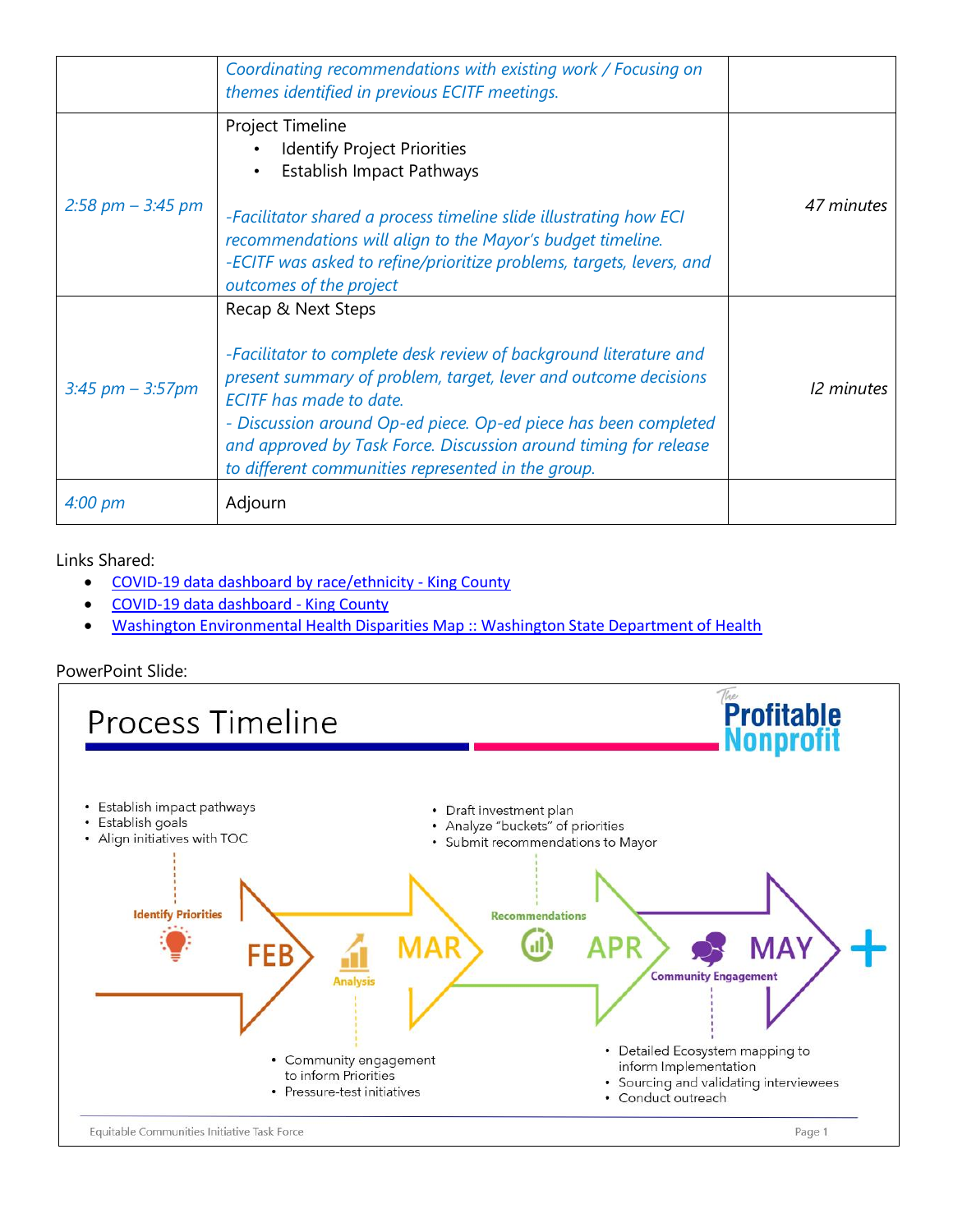| | | |
|---|---|---|
| | *Coordinating recommendations with existing work / Focusing on themes identified in previous ECITF meetings.* | |
| *2:58 pm – 3:45 pm* | Project Timeline<br>• Identify Project Priorities<br>• Establish Impact Pathways<br><br>*-Facilitator shared a process timeline slide illustrating how ECI recommendations will align to the Mayor's budget timeline.*<br>*-ECITF was asked to refine/prioritize problems, targets, levers, and outcomes of the project* | *47 minutes* |
| *3:45 pm – 3:57pm* | Recap & Next Steps<br><br>*-Facilitator to complete desk review of background literature and present summary of problem, target, lever and outcome decisions ECITF has made to date.*<br>*- Discussion around Op-ed piece. Op-ed piece has been completed and approved by Task Force. Discussion around timing for release to different communities represented in the group.* | *12 minutes* |
| *4:00 pm* | Adjourn | |

Links Shared:

- COVID-19 data dashboard by race/ethnicity - King County
- COVID-19 data dashboard - King County
- Washington Environmental Health Disparities Map :: Washington State Department of Health

PowerPoint Slide:

Process Timeline

The Profitable Nonprofit

- Establish impact pathways
- Establish goals
- Align initiatives with TOC

Identify Priorities

FEB

Analysis

- Community engagement to inform Priorities
- Pressure-test initiatives

MAR

Recommendations

- Draft investment plan
- Analyze "buckets" of priorities
- Submit recommendations to Mayor

APR

Community Engagement

MAY

- Detailed Ecosystem mapping to inform Implementation
- Sourcing and validating interviewees
- Conduct outreach

Equitable Communities Initiative Task Force

Page 1